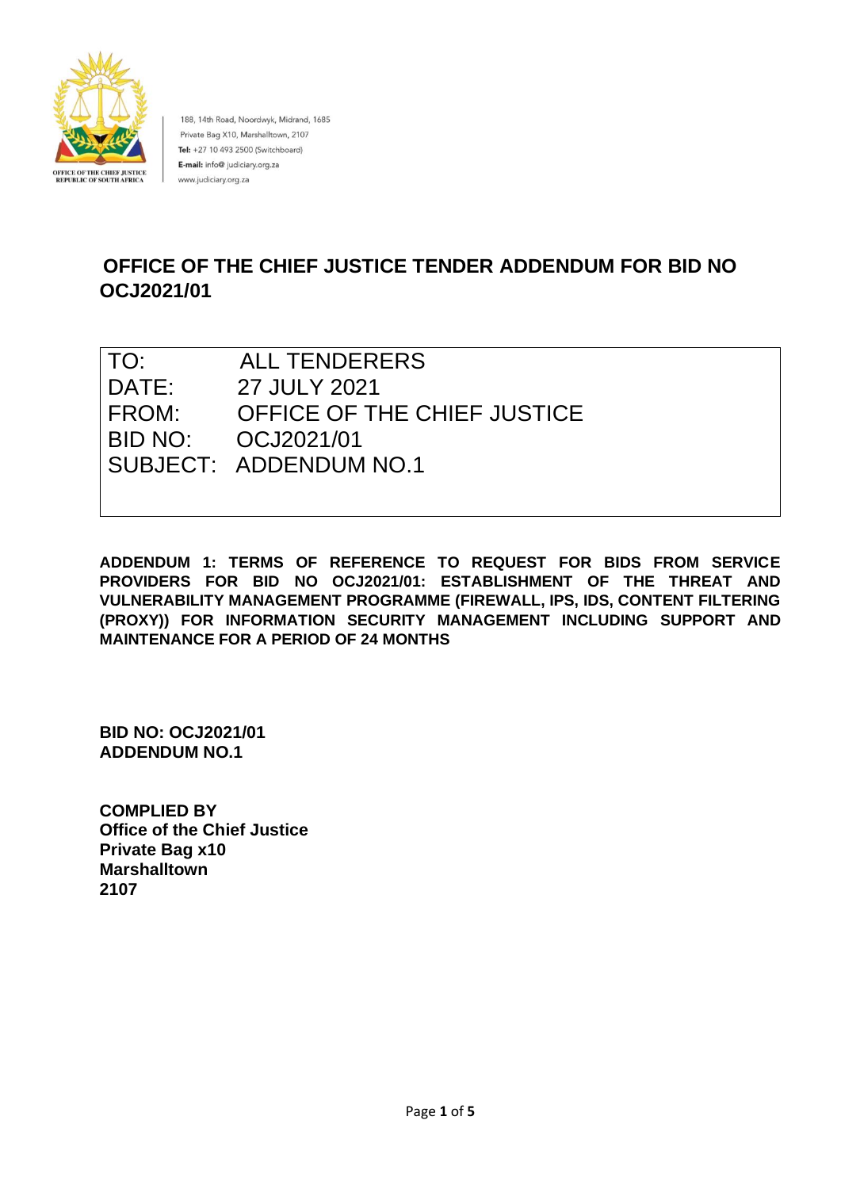OFFICE OF THE CHIEF JUSTICE
REPUBLIC OF SOUTH AFRICA

188, 14th Road, Noordwyk, Midrand, 1685
Private Bag X10, Marshalltown, 2107
**Tel:** +27 10 493 2500 (Switchboard)
**E-mail:** info@ judiciary.org.za
www.judiciary.org.za

# OFFICE OF THE CHIEF JUSTICE TENDER ADDENDUM FOR BID NO OCJ2021/01

| | |
|---|---|
| TO: | ALL TENDERERS |
| DATE: | 27 JULY 2021 |
| FROM: | OFFICE OF THE CHIEF JUSTICE |
| BID NO: | OCJ2021/01 |
| SUBJECT: | ADDENDUM NO.1 |

**ADDENDUM 1: TERMS OF REFERENCE TO REQUEST FOR BIDS FROM SERVICE PROVIDERS FOR BID NO OCJ2021/01: ESTABLISHMENT OF THE THREAT AND VULNERABILITY MANAGEMENT PROGRAMME (FIREWALL, IPS, IDS, CONTENT FILTERING (PROXY)) FOR INFORMATION SECURITY MANAGEMENT INCLUDING SUPPORT AND MAINTENANCE FOR A PERIOD OF 24 MONTHS**

**BID NO: OCJ2021/01**
**ADDENDUM NO.1**

**COMPLIED BY**
**Office of the Chief Justice**
**Private Bag x10**
**Marshalltown**
**2107**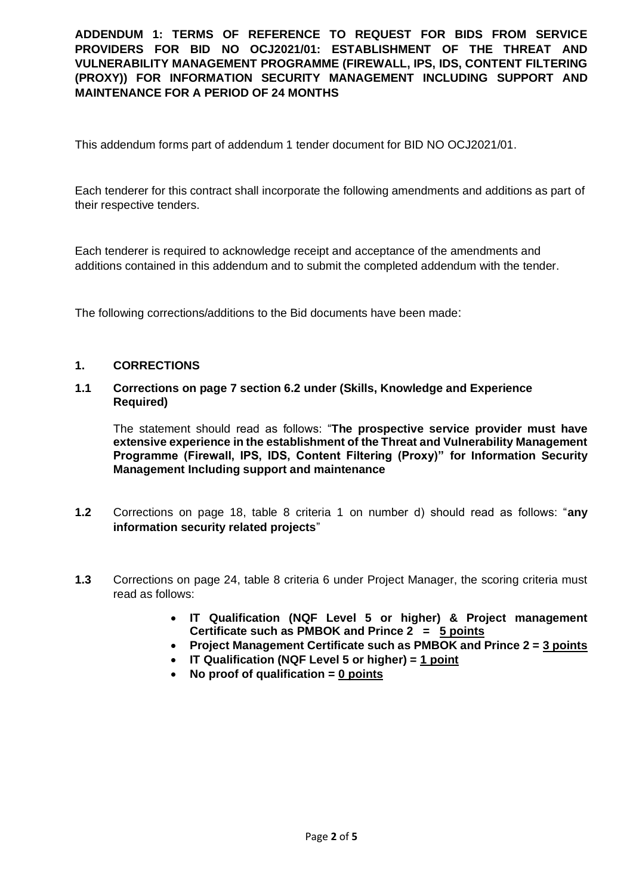**ADDENDUM 1: TERMS OF REFERENCE TO REQUEST FOR BIDS FROM SERVICE PROVIDERS FOR BID NO OCJ2021/01: ESTABLISHMENT OF THE THREAT AND VULNERABILITY MANAGEMENT PROGRAMME (FIREWALL, IPS, IDS, CONTENT FILTERING (PROXY)) FOR INFORMATION SECURITY MANAGEMENT INCLUDING SUPPORT AND MAINTENANCE FOR A PERIOD OF 24 MONTHS**

This addendum forms part of addendum 1 tender document for BID NO OCJ2021/01.

Each tenderer for this contract shall incorporate the following amendments and additions as part of their respective tenders.

Each tenderer is required to acknowledge receipt and acceptance of the amendments and additions contained in this addendum and to submit the completed addendum with the tender.

The following corrections/additions to the Bid documents have been made:

## 1. CORRECTIONS

### 1.1 Corrections on page 7 section 6.2 under (Skills, Knowledge and Experience Required)

The statement should read as follows: "**The prospective service provider must have extensive experience in the establishment of the Threat and Vulnerability Management Programme (Firewall, IPS, IDS, Content Filtering (Proxy)" for Information Security Management Including support and maintenance**

**1.2** Corrections on page 18, table 8 criteria 1 on number d) should read as follows: "**any information security related projects**"

**1.3** Corrections on page 24, table 8 criteria 6 under Project Manager, the scoring criteria must read as follows:

- **IT Qualification (NQF Level 5 or higher) & Project management Certificate such as PMBOK and Prince 2 = 5 points**
- **Project Management Certificate such as PMBOK and Prince 2 = 3 points**
- **IT Qualification (NQF Level 5 or higher) = 1 point**
- **No proof of qualification = 0 points**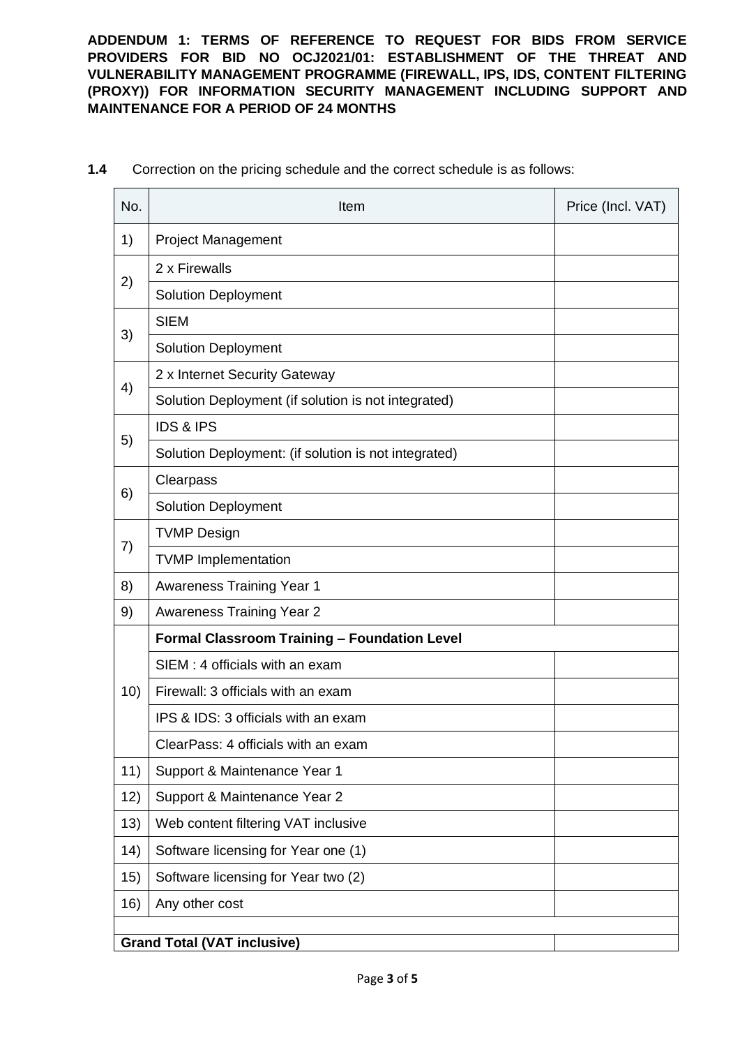**ADDENDUM 1: TERMS OF REFERENCE TO REQUEST FOR BIDS FROM SERVICE PROVIDERS FOR BID NO OCJ2021/01: ESTABLISHMENT OF THE THREAT AND VULNERABILITY MANAGEMENT PROGRAMME (FIREWALL, IPS, IDS, CONTENT FILTERING (PROXY)) FOR INFORMATION SECURITY MANAGEMENT INCLUDING SUPPORT AND MAINTENANCE FOR A PERIOD OF 24 MONTHS**

**1.4** Correction on the pricing schedule and the correct schedule is as follows:

| No. | Item | Price (Incl. VAT) |
|---|---|---|
| 1) | Project Management | |
| 2) | 2 x Firewalls | |
| | Solution Deployment | |
| 3) | SIEM | |
| | Solution Deployment | |
| 4) | 2 x Internet Security Gateway | |
| | Solution Deployment (if solution is not integrated) | |
| 5) | IDS & IPS | |
| | Solution Deployment: (if solution is not integrated) | |
| 6) | Clearpass | |
| | Solution Deployment | |
| 7) | TVMP Design | |
| | TVMP Implementation | |
| 8) | Awareness Training Year 1 | |
| 9) | Awareness Training Year 2 | |
| 10) | **Formal Classroom Training – Foundation Level** | |
| | SIEM : 4 officials with an exam | |
| | Firewall: 3 officials with an exam | |
| | IPS & IDS: 3 officials with an exam | |
| | ClearPass: 4 officials with an exam | |
| 11) | Support & Maintenance Year 1 | |
| 12) | Support & Maintenance Year 2 | |
| 13) | Web content filtering VAT inclusive | |
| 14) | Software licensing for Year one (1) | |
| 15) | Software licensing for Year two (2) | |
| 16) | Any other cost | |
| | | |
| **Grand Total (VAT inclusive)** | | |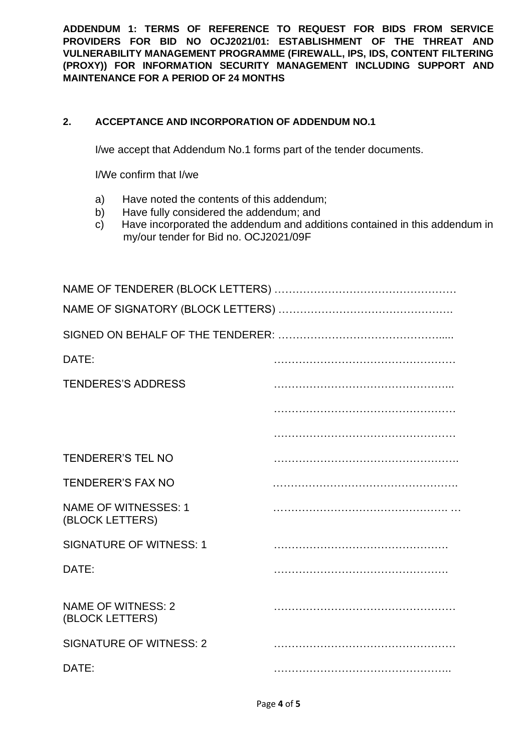**ADDENDUM 1: TERMS OF REFERENCE TO REQUEST FOR BIDS FROM SERVICE PROVIDERS FOR BID NO OCJ2021/01: ESTABLISHMENT OF THE THREAT AND VULNERABILITY MANAGEMENT PROGRAMME (FIREWALL, IPS, IDS, CONTENT FILTERING (PROXY)) FOR INFORMATION SECURITY MANAGEMENT INCLUDING SUPPORT AND MAINTENANCE FOR A PERIOD OF 24 MONTHS**

## 2. ACCEPTANCE AND INCORPORATION OF ADDENDUM NO.1

I/we accept that Addendum No.1 forms part of the tender documents.

I/We confirm that I/we

a) Have noted the contents of this addendum;
b) Have fully considered the addendum; and
c) Have incorporated the addendum and additions contained in this addendum in my/our tender for Bid no. OCJ2021/09F

NAME OF TENDERER (BLOCK LETTERS) ……………………………………………

NAME OF SIGNATORY (BLOCK LETTERS) ……………………………………….

SIGNED ON BEHALF OF THE TENDERER: ………………………………………....

DATE: ……………………………………………

TENDERES'S ADDRESS ……………………………………………..
……………………………………………
……………………………………………

TENDERER'S TEL NO …………………………………………….

TENDERER'S FAX NO …………………………………………….

NAME OF WITNESSES: 1 (BLOCK LETTERS) ………………………………………… …

SIGNATURE OF WITNESS: 1 ………………………………………….

DATE: ………………………………………….

NAME OF WITNESS: 2 (BLOCK LETTERS) ……………………………………………

SIGNATURE OF WITNESS: 2 ……………………………………………

DATE: …………………………………………..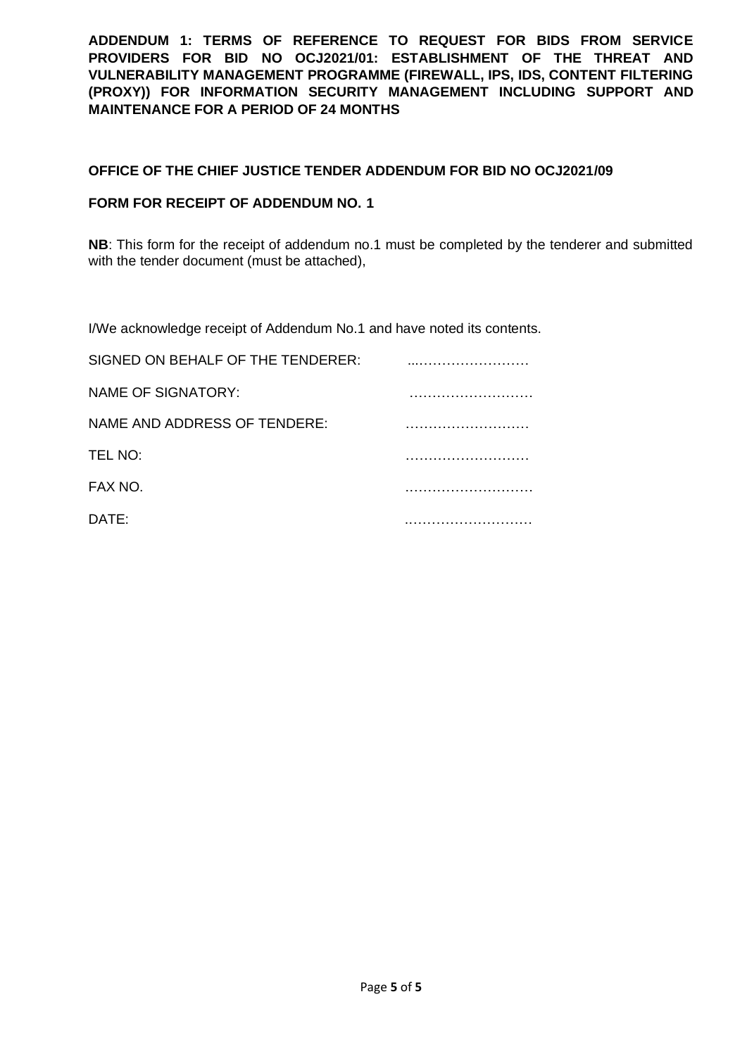**ADDENDUM 1: TERMS OF REFERENCE TO REQUEST FOR BIDS FROM SERVICE PROVIDERS FOR BID NO OCJ2021/01: ESTABLISHMENT OF THE THREAT AND VULNERABILITY MANAGEMENT PROGRAMME (FIREWALL, IPS, IDS, CONTENT FILTERING (PROXY)) FOR INFORMATION SECURITY MANAGEMENT INCLUDING SUPPORT AND MAINTENANCE FOR A PERIOD OF 24 MONTHS**

**OFFICE OF THE CHIEF JUSTICE TENDER ADDENDUM FOR BID NO OCJ2021/09**

**FORM FOR RECEIPT OF ADDENDUM NO. 1**

**NB**: This form for the receipt of addendum no.1 must be completed by the tenderer and submitted with the tender document (must be attached),

I/We acknowledge receipt of Addendum No.1 and have noted its contents.

SIGNED ON BEHALF OF THE TENDERER: ...……………………

NAME OF SIGNATORY: ………………………

NAME AND ADDRESS OF TENDERE: ………………………

TEL NO: ………………………

FAX NO. .………………………

DATE: .………………………